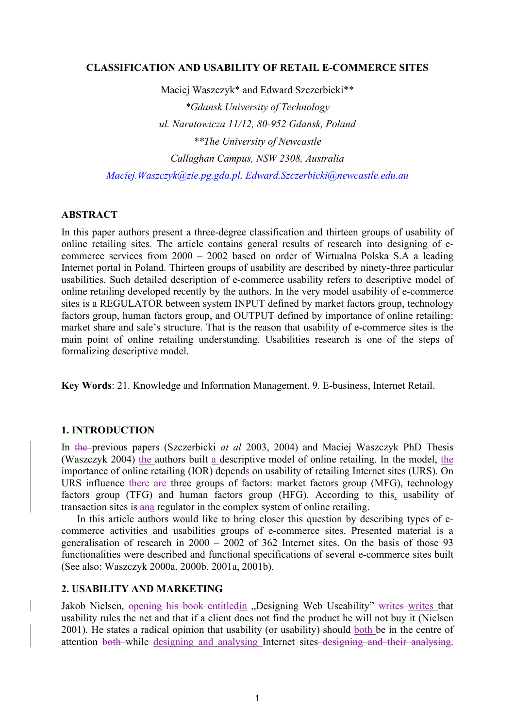**CLASSIFICATION AND USABILITY OF RETAIL E-COMMERCE SITES**

Maciej Waszczyk* and Edward Szczerbicki**

*\*Gdansk University of Technology*

*ul. Narutowicza 11/12, 80-952 Gdansk, Poland*

*\*\*The University of Newcastle*

*Callaghan Campus, NSW 2308, Australia*

*Maciej.Waszczyk@zie.pg.gda.pl, Edward.Szczerbicki@newcastle.edu.au*

## ABSTRACT

In this paper authors present a three-degree classification and thirteen groups of usability of online retailing sites. The article contains general results of research into designing of e-commerce services from 2000 – 2002 based on order of Wirtualna Polska S.A a leading Internet portal in Poland. Thirteen groups of usability are described by ninety-three particular usabilities. Such detailed description of e-commerce usability refers to descriptive model of online retailing developed recently by the authors. In the very model usability of e-commerce sites is a REGULATOR between system INPUT defined by market factors group, technology factors group, human factors group, and OUTPUT defined by importance of online retailing: market share and sale's structure. That is the reason that usability of e-commerce sites is the main point of online retailing understanding. Usabilities research is one of the steps of formalizing descriptive model.

**Key Words**: 21. Knowledge and Information Management, 9. E-business, Internet Retail.

## 1. INTRODUCTION

In ~~the~~ previous papers (Szczerbicki *at al* 2003, 2004) and Maciej Waszczyk PhD Thesis (Waszczyk 2004) the authors built a descriptive model of online retailing. In the model, the importance of online retailing (IOR) depends on usability of retailing Internet sites (URS). On URS influence there are three groups of factors: market factors group (MFG), technology factors group (TFG) and human factors group (HFG). According to this, usability of transaction sites is ~~an~~a regulator in the complex system of online retailing.

In this article authors would like to bring closer this question by describing types of e-commerce activities and usabilities groups of e-commerce sites. Presented material is a generalisation of research in 2000 – 2002 of 362 Internet sites. On the basis of those 93 functionalities were described and functional specifications of several e-commerce sites built (See also: Waszczyk 2000a, 2000b, 2001a, 2001b).

## 2. USABILITY AND MARKETING

Jakob Nielsen, ~~opening his book entitled~~in „Designing Web Useability" ~~writes~~ writes that usability rules the net and that if a client does not find the product he will not buy it (Nielsen 2001). He states a radical opinion that usability (or usability) should both be in the centre of attention ~~both~~ while designing and analysing Internet sites~~ designing and their analysing~~.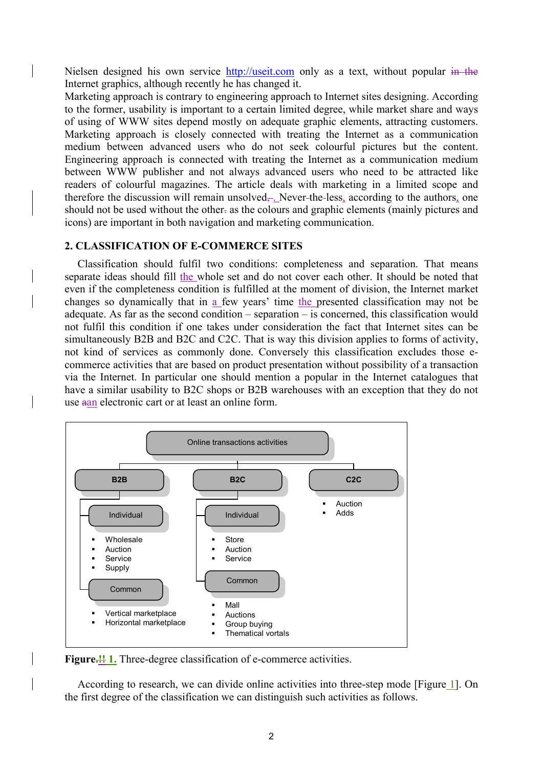Nielsen designed his own service http://useit.com only as a text, without popular Internet graphics, although recently he has changed it.

Marketing approach is contrary to engineering approach to Internet sites designing. According to the former, usability is important to a certain limited degree, while market share and ways of using of WWW sites depend mostly on adequate graphic elements, attracting customers. Marketing approach is closely connected with treating the Internet as a communication medium between advanced users who do not seek colourful pictures but the content. Engineering approach is connected with treating the Internet as a communication medium between WWW publisher and not always advanced users who need to be attracted like readers of colourful magazines. The article deals with marketing in a limited scope and therefore the discussion will remain unsolved. Nevertheless, according to the authors, one should not be used without the other as the colours and graphic elements (mainly pictures and icons) are important in both navigation and marketing communication.

## 2. CLASSIFICATION OF E-COMMERCE SITES

Classification should fulfil two conditions: completeness and separation. That means separate ideas should fill the whole set and do not cover each other. It should be noted that even if the completeness condition is fulfilled at the moment of division, the Internet market changes so dynamically that in a few years' time the presented classification may not be adequate. As far as the second condition – separation – is concerned, this classification would not fulfil this condition if one takes under consideration the fact that Internet sites can be simultaneously B2B and B2C and C2C. That is way this division applies to forms of activity, not kind of services as commonly done. Conversely this classification excludes those e-commerce activities that are based on product presentation without possibility of a transaction via the Internet. In particular one should mention a popular in the Internet catalogues that have a similar usability to B2C shops or B2B warehouses with an exception that they do not use an electronic cart or at least an online form.

- Online transactions activities
  - B2B
    - Individual
      - Wholesale
      - Auction
      - Service
      - Supply
    - Common
      - Vertical marketplace
      - Horizontal marketplace
  - B2C
    - Individual
      - Store
      - Auction
      - Service
    - Common
      - Mall
      - Auctions
      - Group buying
      - Thematical vortals
  - C2C
    - Auction
    - Adds

**Figure 1.** Three-degree classification of e-commerce activities.

According to research, we can divide online activities into three-step mode [Figure 1]. On the first degree of the classification we can distinguish such activities as follows.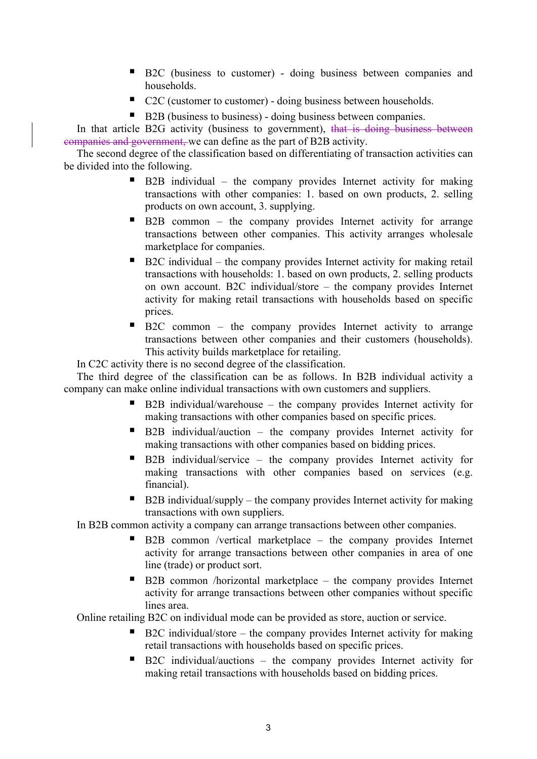- B2C (business to customer) - doing business between companies and households.
- C2C (customer to customer) - doing business between households.
- B2B (business to business) - doing business between companies.

In that article B2G activity (business to government), ~~that is doing business between companies and government,~~ we can define as the part of B2B activity.

The second degree of the classification based on differentiating of transaction activities can be divided into the following.

- B2B individual – the company provides Internet activity for making transactions with other companies: 1. based on own products, 2. selling products on own account, 3. supplying.
- B2B common – the company provides Internet activity for arrange transactions between other companies. This activity arranges wholesale marketplace for companies.
- B2C individual – the company provides Internet activity for making retail transactions with households: 1. based on own products, 2. selling products on own account. B2C individual/store – the company provides Internet activity for making retail transactions with households based on specific prices.
- B2C common – the company provides Internet activity to arrange transactions between other companies and their customers (households). This activity builds marketplace for retailing.

In C2C activity there is no second degree of the classification.

The third degree of the classification can be as follows. In B2B individual activity a company can make online individual transactions with own customers and suppliers.

- B2B individual/warehouse – the company provides Internet activity for making transactions with other companies based on specific prices.
- B2B individual/auction – the company provides Internet activity for making transactions with other companies based on bidding prices.
- B2B individual/service – the company provides Internet activity for making transactions with other companies based on services (e.g. financial).
- B2B individual/supply – the company provides Internet activity for making transactions with own suppliers.

In B2B common activity a company can arrange transactions between other companies.

- B2B common /vertical marketplace – the company provides Internet activity for arrange transactions between other companies in area of one line (trade) or product sort.
- B2B common /horizontal marketplace – the company provides Internet activity for arrange transactions between other companies without specific lines area.

Online retailing B2C on individual mode can be provided as store, auction or service.

- B2C individual/store – the company provides Internet activity for making retail transactions with households based on specific prices.
- B2C individual/auctions – the company provides Internet activity for making retail transactions with households based on bidding prices.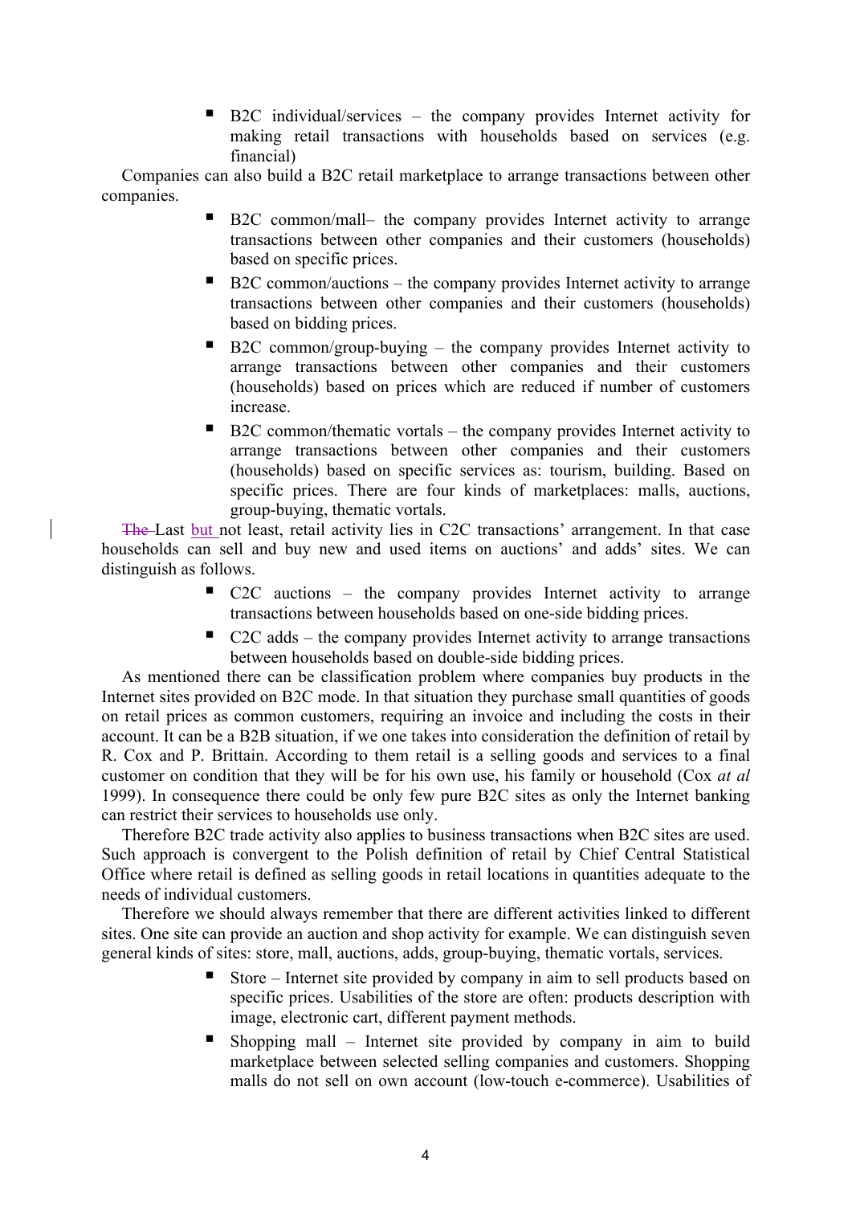- B2C individual/services – the company provides Internet activity for making retail transactions with households based on services (e.g. financial)

Companies can also build a B2C retail marketplace to arrange transactions between other companies.

- B2C common/mall– the company provides Internet activity to arrange transactions between other companies and their customers (households) based on specific prices.
- B2C common/auctions – the company provides Internet activity to arrange transactions between other companies and their customers (households) based on bidding prices.
- B2C common/group-buying – the company provides Internet activity to arrange transactions between other companies and their customers (households) based on prices which are reduced if number of customers increase.
- B2C common/thematic vortals – the company provides Internet activity to arrange transactions between other companies and their customers (households) based on specific services as: tourism, building. Based on specific prices. There are four kinds of marketplaces: malls, auctions, group-buying, thematic vortals.

Last but not least, retail activity lies in C2C transactions' arrangement. In that case households can sell and buy new and used items on auctions' and adds' sites. We can distinguish as follows.

- C2C auctions – the company provides Internet activity to arrange transactions between households based on one-side bidding prices.
- C2C adds – the company provides Internet activity to arrange transactions between households based on double-side bidding prices.

As mentioned there can be classification problem where companies buy products in the Internet sites provided on B2C mode. In that situation they purchase small quantities of goods on retail prices as common customers, requiring an invoice and including the costs in their account. It can be a B2B situation, if we one takes into consideration the definition of retail by R. Cox and P. Brittain. According to them retail is a selling goods and services to a final customer on condition that they will be for his own use, his family or household (Cox *at al* 1999). In consequence there could be only few pure B2C sites as only the Internet banking can restrict their services to households use only.

Therefore B2C trade activity also applies to business transactions when B2C sites are used. Such approach is convergent to the Polish definition of retail by Chief Central Statistical Office where retail is defined as selling goods in retail locations in quantities adequate to the needs of individual customers.

Therefore we should always remember that there are different activities linked to different sites. One site can provide an auction and shop activity for example. We can distinguish seven general kinds of sites: store, mall, auctions, adds, group-buying, thematic vortals, services.

- Store – Internet site provided by company in aim to sell products based on specific prices. Usabilities of the store are often: products description with image, electronic cart, different payment methods.
- Shopping mall – Internet site provided by company in aim to build marketplace between selected selling companies and customers. Shopping malls do not sell on own account (low-touch e-commerce). Usabilities of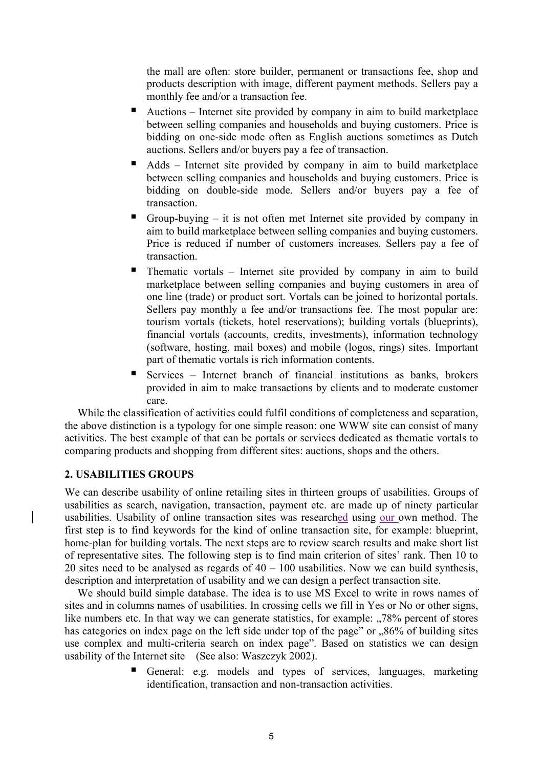the mall are often: store builder, permanent or transactions fee, shop and products description with image, different payment methods. Sellers pay a monthly fee and/or a transaction fee.

- Auctions – Internet site provided by company in aim to build marketplace between selling companies and households and buying customers. Price is bidding on one-side mode often as English auctions sometimes as Dutch auctions. Sellers and/or buyers pay a fee of transaction.
- Adds – Internet site provided by company in aim to build marketplace between selling companies and households and buying customers. Price is bidding on double-side mode. Sellers and/or buyers pay a fee of transaction.
- Group-buying – it is not often met Internet site provided by company in aim to build marketplace between selling companies and buying customers. Price is reduced if number of customers increases. Sellers pay a fee of transaction.
- Thematic vortals – Internet site provided by company in aim to build marketplace between selling companies and buying customers in area of one line (trade) or product sort. Vortals can be joined to horizontal portals. Sellers pay monthly a fee and/or transactions fee. The most popular are: tourism vortals (tickets, hotel reservations); building vortals (blueprints), financial vortals (accounts, credits, investments), information technology (software, hosting, mail boxes) and mobile (logos, rings) sites. Important part of thematic vortals is rich information contents.
- Services – Internet branch of financial institutions as banks, brokers provided in aim to make transactions by clients and to moderate customer care.

While the classification of activities could fulfil conditions of completeness and separation, the above distinction is a typology for one simple reason: one WWW site can consist of many activities. The best example of that can be portals or services dedicated as thematic vortals to comparing products and shopping from different sites: auctions, shops and the others.

## 2. USABILITIES GROUPS

We can describe usability of online retailing sites in thirteen groups of usabilities. Groups of usabilities as search, navigation, transaction, payment etc. are made up of ninety particular usabilities. Usability of online transaction sites was researched using our own method. The first step is to find keywords for the kind of online transaction site, for example: blueprint, home-plan for building vortals. The next steps are to review search results and make short list of representative sites. The following step is to find main criterion of sites' rank. Then 10 to 20 sites need to be analysed as regards of 40 – 100 usabilities. Now we can build synthesis, description and interpretation of usability and we can design a perfect transaction site.

We should build simple database. The idea is to use MS Excel to write in rows names of sites and in columns names of usabilities. In crossing cells we fill in Yes or No or other signs, like numbers etc. In that way we can generate statistics, for example: „78% percent of stores has categories on index page on the left side under top of the page" or „86% of building sites use complex and multi-criteria search on index page". Based on statistics we can design usability of the Internet site (See also: Waszczyk 2002).

- General: e.g. models and types of services, languages, marketing identification, transaction and non-transaction activities.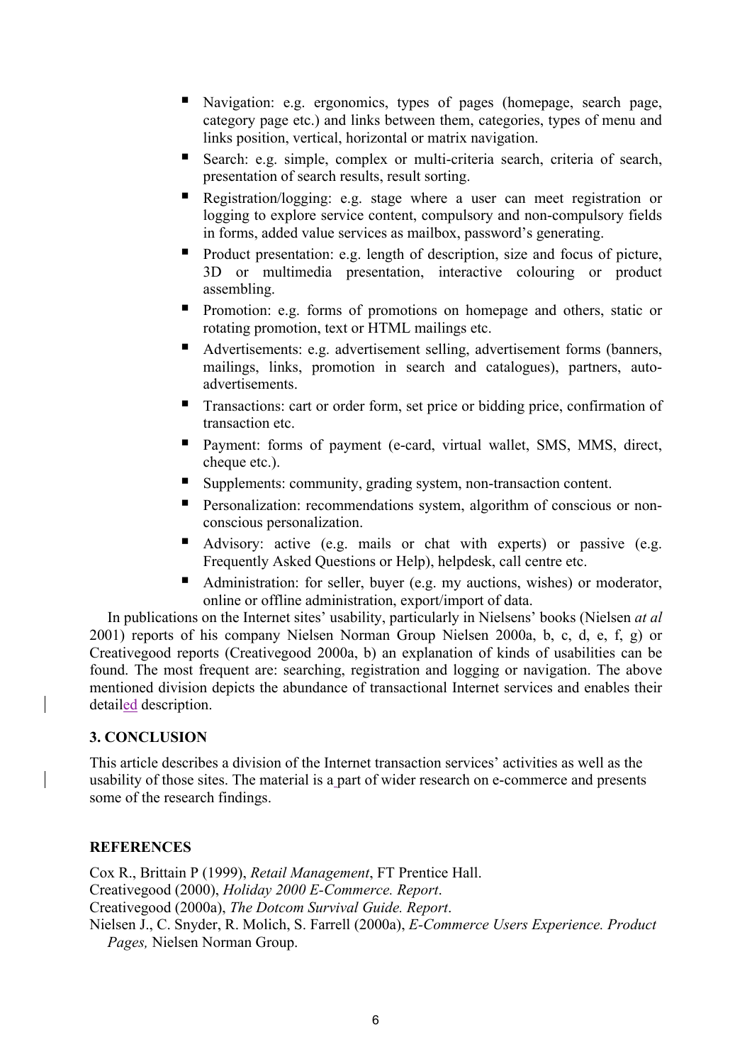- Navigation: e.g. ergonomics, types of pages (homepage, search page, category page etc.) and links between them, categories, types of menu and links position, vertical, horizontal or matrix navigation.
- Search: e.g. simple, complex or multi-criteria search, criteria of search, presentation of search results, result sorting.
- Registration/logging: e.g. stage where a user can meet registration or logging to explore service content, compulsory and non-compulsory fields in forms, added value services as mailbox, password's generating.
- Product presentation: e.g. length of description, size and focus of picture, 3D or multimedia presentation, interactive colouring or product assembling.
- Promotion: e.g. forms of promotions on homepage and others, static or rotating promotion, text or HTML mailings etc.
- Advertisements: e.g. advertisement selling, advertisement forms (banners, mailings, links, promotion in search and catalogues), partners, auto-advertisements.
- Transactions: cart or order form, set price or bidding price, confirmation of transaction etc.
- Payment: forms of payment (e-card, virtual wallet, SMS, MMS, direct, cheque etc.).
- Supplements: community, grading system, non-transaction content.
- Personalization: recommendations system, algorithm of conscious or non-conscious personalization.
- Advisory: active (e.g. mails or chat with experts) or passive (e.g. Frequently Asked Questions or Help), helpdesk, call centre etc.
- Administration: for seller, buyer (e.g. my auctions, wishes) or moderator, online or offline administration, export/import of data.

In publications on the Internet sites' usability, particularly in Nielsens' books (Nielsen *at al* 2001) reports of his company Nielsen Norman Group Nielsen 2000a, b, c, d, e, f, g) or Creativegood reports (Creativegood 2000a, b) an explanation of kinds of usabilities can be found. The most frequent are: searching, registration and logging or navigation. The above mentioned division depicts the abundance of transactional Internet services and enables their detailed description.

## 3. CONCLUSION

This article describes a division of the Internet transaction services' activities as well as the usability of those sites. The material is a part of wider research on e-commerce and presents some of the research findings.

## REFERENCES

Cox R., Brittain P (1999), *Retail Management*, FT Prentice Hall.

Creativegood (2000), *Holiday 2000 E-Commerce. Report*.

Creativegood (2000a), *The Dotcom Survival Guide. Report*.

Nielsen J., C. Snyder, R. Molich, S. Farrell (2000a), *E-Commerce Users Experience. Product Pages,* Nielsen Norman Group.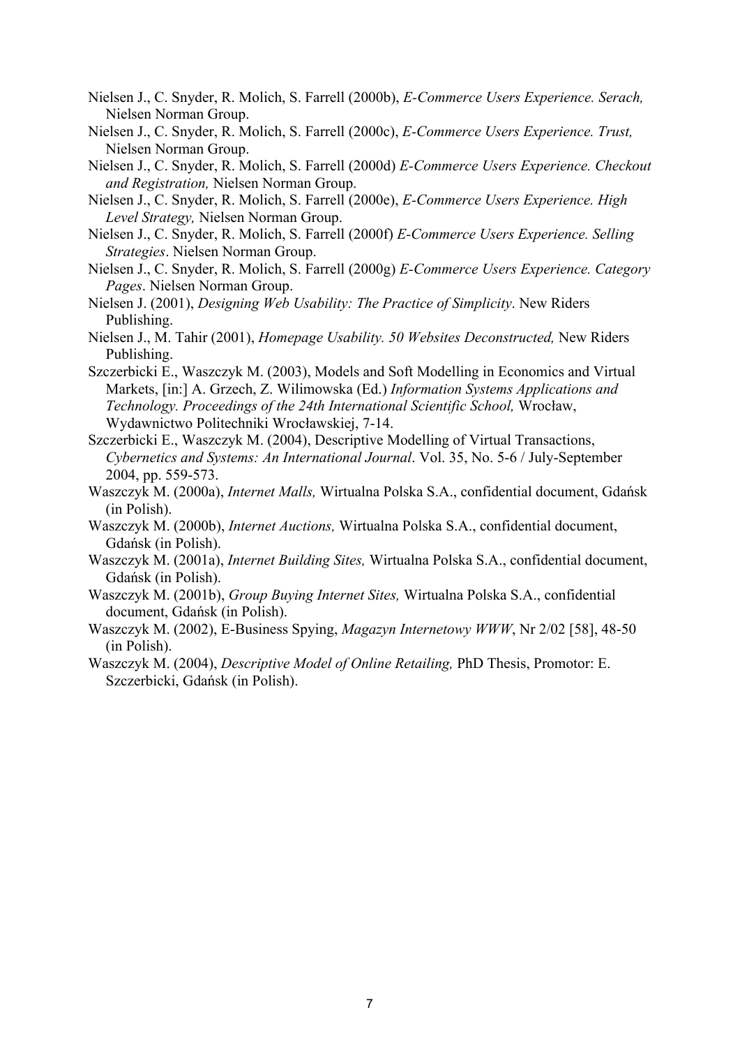Nielsen J., C. Snyder, R. Molich, S. Farrell (2000b), *E-Commerce Users Experience. Serach,* Nielsen Norman Group.

Nielsen J., C. Snyder, R. Molich, S. Farrell (2000c), *E-Commerce Users Experience. Trust,* Nielsen Norman Group.

Nielsen J., C. Snyder, R. Molich, S. Farrell (2000d) *E-Commerce Users Experience. Checkout and Registration,* Nielsen Norman Group.

Nielsen J., C. Snyder, R. Molich, S. Farrell (2000e), *E-Commerce Users Experience. High Level Strategy,* Nielsen Norman Group.

Nielsen J., C. Snyder, R. Molich, S. Farrell (2000f) *E-Commerce Users Experience. Selling Strategies*. Nielsen Norman Group.

Nielsen J., C. Snyder, R. Molich, S. Farrell (2000g) *E-Commerce Users Experience. Category Pages*. Nielsen Norman Group.

Nielsen J. (2001), *Designing Web Usability: The Practice of Simplicity*. New Riders Publishing.

Nielsen J., M. Tahir (2001), *Homepage Usability. 50 Websites Deconstructed,* New Riders Publishing.

Szczerbicki E., Waszczyk M. (2003), Models and Soft Modelling in Economics and Virtual Markets, [in:] A. Grzech, Z. Wilimowska (Ed.) *Information Systems Applications and Technology. Proceedings of the 24th International Scientific School,* Wrocław, Wydawnictwo Politechniki Wrocławskiej, 7-14.

Szczerbicki E., Waszczyk M. (2004), Descriptive Modelling of Virtual Transactions, *Cybernetics and Systems: An International Journal*. Vol. 35, No. 5-6 / July-September 2004, pp. 559-573.

Waszczyk M. (2000a), *Internet Malls,* Wirtualna Polska S.A., confidential document, Gdańsk (in Polish).

Waszczyk M. (2000b), *Internet Auctions,* Wirtualna Polska S.A., confidential document, Gdańsk (in Polish).

Waszczyk M. (2001a), *Internet Building Sites,* Wirtualna Polska S.A., confidential document, Gdańsk (in Polish).

Waszczyk M. (2001b), *Group Buying Internet Sites,* Wirtualna Polska S.A., confidential document, Gdańsk (in Polish).

Waszczyk M. (2002), E-Business Spying, *Magazyn Internetowy WWW*, Nr 2/02 [58], 48-50 (in Polish).

Waszczyk M. (2004), *Descriptive Model of Online Retailing,* PhD Thesis, Promotor: E. Szczerbicki, Gdańsk (in Polish).